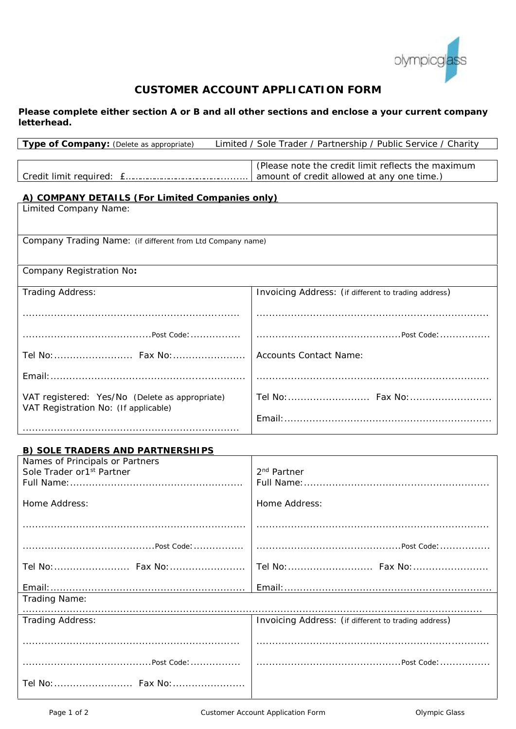olympicglass

# CUSTOMER ACCOUNT APPLICATION FORM

**Please complete either section A or B and all other sections and enclose a your current company letterhead.**

| **Type of Company:** (Delete as appropriate) | Limited / Sole Trader / Partnership / Public Service / Charity |
|---|---|

| Credit limit required: £…………………………………….. | (Please note the credit limit reflects the maximum amount of credit allowed at any one time.) |
|---|---|

## A) COMPANY DETAILS (For Limited Companies only)

| Limited Company Name: | |
|---|---|
| Company Trading Name: (if different from Ltd Company name) | |
| Company Registration No**:** | |
| Trading Address:<br><br>…………………………………………………………<br><br>…………………………………Post Code:……………<br><br>Tel No:…………………… Fax No:…………………<br><br>Email:……………………………………………………<br><br>VAT registered: Yes/No (Delete as appropriate)<br>VAT Registration No: (If applicable)<br><br>………………………………………………………… | Invoicing Address: (if different to trading address)<br><br>…………………………………………………………<br><br>………………………………………Post Code:……………<br><br>Accounts Contact Name:<br><br>…………………………………………………………<br><br>Tel No:…………………… Fax No:……………………<br><br>Email:…………………………………………………… |

## B) SOLE TRADERS AND PARTNERSHIPS

| Names of Principals or Partners<br>Sole Trader or 1st Partner<br>Full Name:………………………………………………<br><br>Home Address:<br><br>…………………………………………………………<br><br>…………………………………Post Code:……………<br><br>Tel No:…………………… Fax No:……………………<br><br>Email:…………………………………………………… | 2nd Partner<br>Full Name:………………………………………………<br><br>Home Address:<br><br>…………………………………………………………<br><br>………………………………………Post Code:……………<br><br>Tel No:…………………… Fax No:……………………<br><br>Email:…………………………………………………… |
|---|---|
| Trading Name:<br>…………………………………………………………………………………………………………… | |
| Trading Address:<br><br>…………………………………………………………<br><br>…………………………………Post Code:……………<br><br>Tel No:…………………… Fax No:………………… | Invoicing Address: (if different to trading address)<br><br>…………………………………………………………<br><br>………………………………………Post Code:…………… |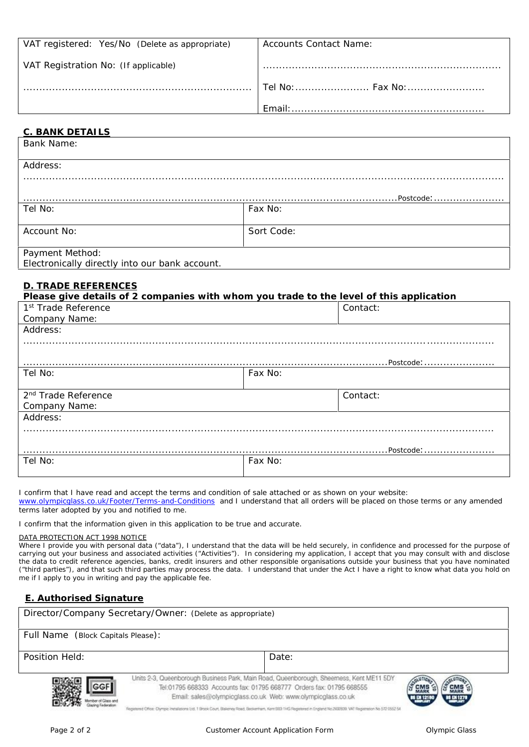| | |
|---|---|
| VAT registered: Yes/No (Delete as appropriate)<br><br>VAT Registration No: (If applicable)<br><br>.................................................................... | Accounts Contact Name:<br><br>........................................................................<br><br>Tel No:...................... Fax No:.......................<br><br>Email:........................................................... |

## C. BANK DETAILS

| | |
|---|---|
| Bank Name: | |
| Address:<br>..............................................................................................................................................<br>..............................................................................................................Postcode:..................... | |
| Tel No: | Fax No: |
| Account No: | Sort Code: |
| Payment Method:<br>Electronically directly into our bank account. | |

## D. TRADE REFERENCES

**Please give details of 2 companies with whom you trade to the level of this application**

| | |
|---|---|
| 1st Trade Reference<br>Company Name: | Contact: |
| Address:<br>..............................................................................................................................................<br>..............................................................................................................Postcode:..................... | |
| Tel No: | Fax No: |
| 2nd Trade Reference<br>Company Name: | Contact: |
| Address:<br>..............................................................................................................................................<br>..............................................................................................................Postcode:..................... | |
| Tel No: | Fax No: |

I confirm that I have read and accept the terms and condition of sale attached or as shown on your website: www.olympicglass.co.uk/Footer/Terms-and-Conditions and I understand that all orders will be placed on those terms or any amended terms later adopted by you and notified to me.

I confirm that the information given in this application to be true and accurate.

DATA PROTECTION ACT 1998 NOTICE
Where I provide you with personal data ("data"), I understand that the data will be held securely, in confidence and processed for the purpose of carrying out your business and associated activities ("Activities"). In considering my application, I accept that you may consult with and disclose the data to credit reference agencies, banks, credit insurers and other responsible organisations outside your business that you have nominated ("third parties"), and that such third parties may process the data. I understand that under the Act I have a right to know what data you hold on me if I apply to you in writing and pay the applicable fee.

## E. Authorised Signature

| | |
|---|---|
| Director/Company Secretary/Owner: (Delete as appropriate) | |
| Full Name (Block Capitals Please): | |
| Position Held: | Date: |

Units 2-3, Queenborough Business Park, Main Road, Queenborough, Sheerness, Kent ME11 5DY
Tel:01795 668333 Accounts fax: 01795 668777 Orders fax: 01795 668555
Email: sales@olympicglass.co.uk Web: www.olympicglass.co.uk

Registered Office: Olympic Installations Ltd, 1 Brock Court, Blakeney Road, Beckenham, Kent BR3 1HG Registered in England No.2692839. VAT Registration No 572 0552 54